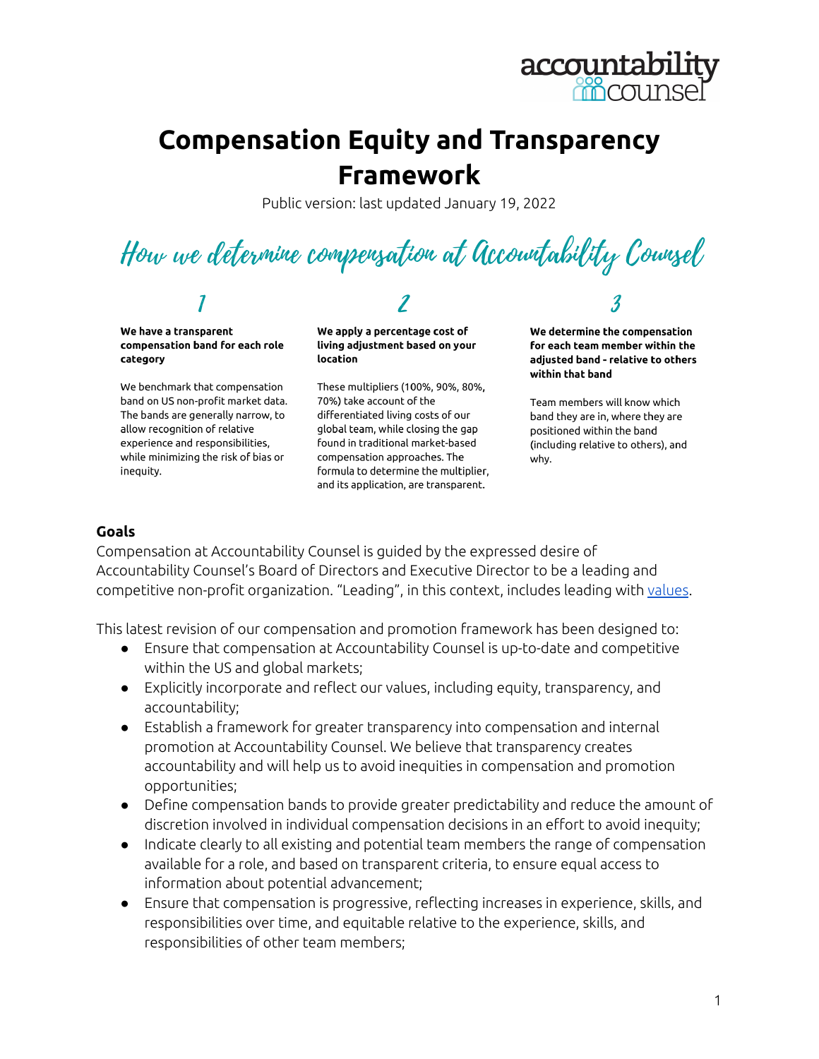accountability counsel

# Compensation Equity and Transparency Framework

Public version: last updated January 19, 2022

## How we determine compensation at Accountability Counsel

### 1

**We have a transparent compensation band for each role category**

We benchmark that compensation band on US non-profit market data. The bands are generally narrow, to allow recognition of relative experience and responsibilities, while minimizing the risk of bias or inequity.

### 2

**We apply a percentage cost of living adjustment based on your location**

These multipliers (100%, 90%, 80%, 70%) take account of the differentiated living costs of our global team, while closing the gap found in traditional market-based compensation approaches. The formula to determine the multiplier, and its application, are transparent.

### 3

**We determine the compensation for each team member within the adjusted band - relative to others within that band**

Team members will know which band they are in, where they are positioned within the band (including relative to others), and why.

### Goals

Compensation at Accountability Counsel is guided by the expressed desire of Accountability Counsel's Board of Directors and Executive Director to be a leading and competitive non-profit organization. "Leading", in this context, includes leading with values.

This latest revision of our compensation and promotion framework has been designed to:

- Ensure that compensation at Accountability Counsel is up-to-date and competitive within the US and global markets;
- Explicitly incorporate and reflect our values, including equity, transparency, and accountability;
- Establish a framework for greater transparency into compensation and internal promotion at Accountability Counsel. We believe that transparency creates accountability and will help us to avoid inequities in compensation and promotion opportunities;
- Define compensation bands to provide greater predictability and reduce the amount of discretion involved in individual compensation decisions in an effort to avoid inequity;
- Indicate clearly to all existing and potential team members the range of compensation available for a role, and based on transparent criteria, to ensure equal access to information about potential advancement;
- Ensure that compensation is progressive, reflecting increases in experience, skills, and responsibilities over time, and equitable relative to the experience, skills, and responsibilities of other team members;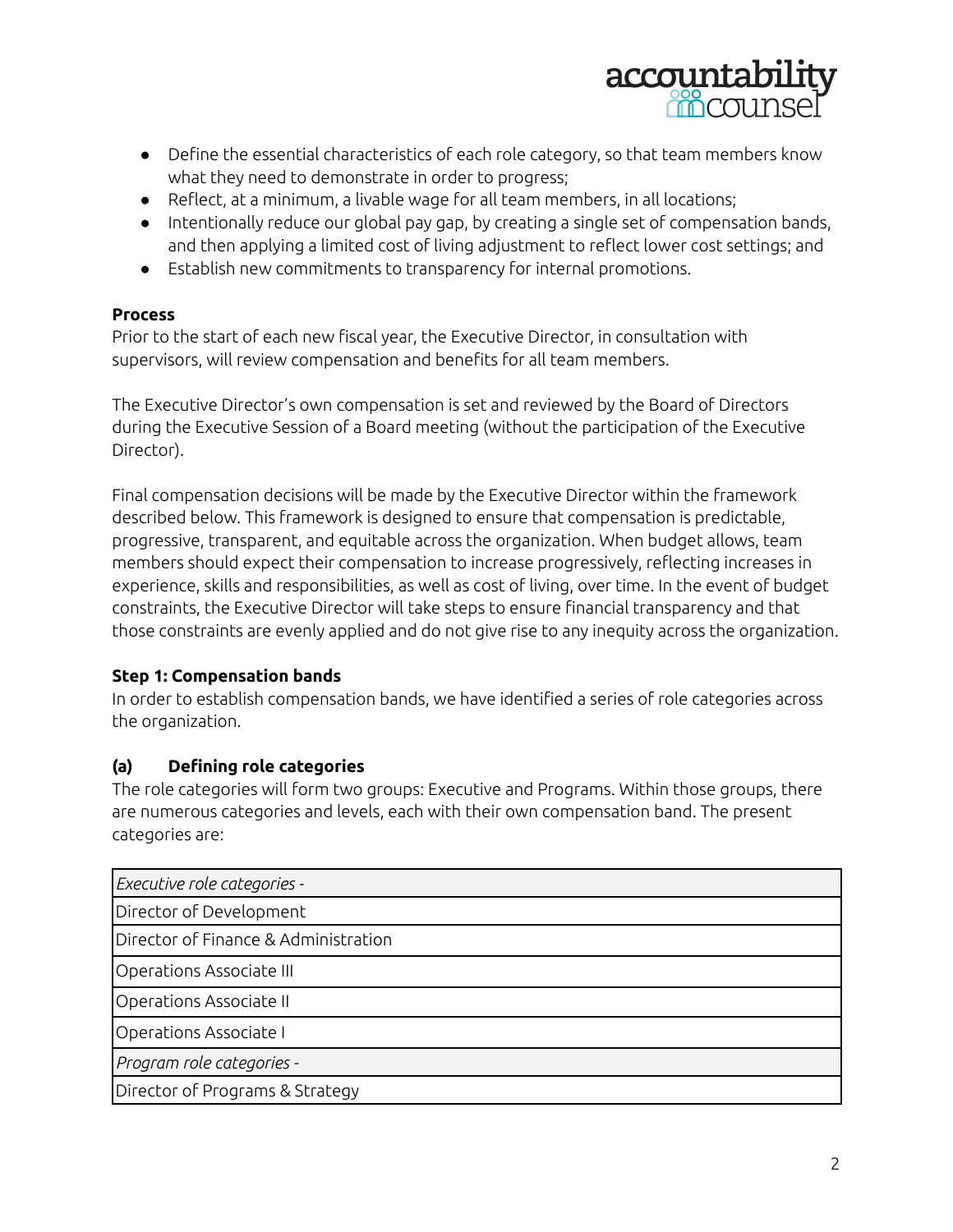- Define the essential characteristics of each role category, so that team members know what they need to demonstrate in order to progress;
- Reflect, at a minimum, a livable wage for all team members, in all locations;
- Intentionally reduce our global pay gap, by creating a single set of compensation bands, and then applying a limited cost of living adjustment to reflect lower cost settings; and
- Establish new commitments to transparency for internal promotions.

**Process**

Prior to the start of each new fiscal year, the Executive Director, in consultation with supervisors, will review compensation and benefits for all team members.

The Executive Director's own compensation is set and reviewed by the Board of Directors during the Executive Session of a Board meeting (without the participation of the Executive Director).

Final compensation decisions will be made by the Executive Director within the framework described below. This framework is designed to ensure that compensation is predictable, progressive, transparent, and equitable across the organization. When budget allows, team members should expect their compensation to increase progressively, reflecting increases in experience, skills and responsibilities, as well as cost of living, over time. In the event of budget constraints, the Executive Director will take steps to ensure financial transparency and that those constraints are evenly applied and do not give rise to any inequity across the organization.

**Step 1: Compensation bands**

In order to establish compensation bands, we have identified a series of role categories across the organization.

**(a) Defining role categories**

The role categories will form two groups: Executive and Programs. Within those groups, there are numerous categories and levels, each with their own compensation band. The present categories are:

| *Executive role categories -* |
| --- |
| Director of Development |
| Director of Finance & Administration |
| Operations Associate III |
| Operations Associate II |
| Operations Associate I |
| *Program role categories -* |
| Director of Programs & Strategy |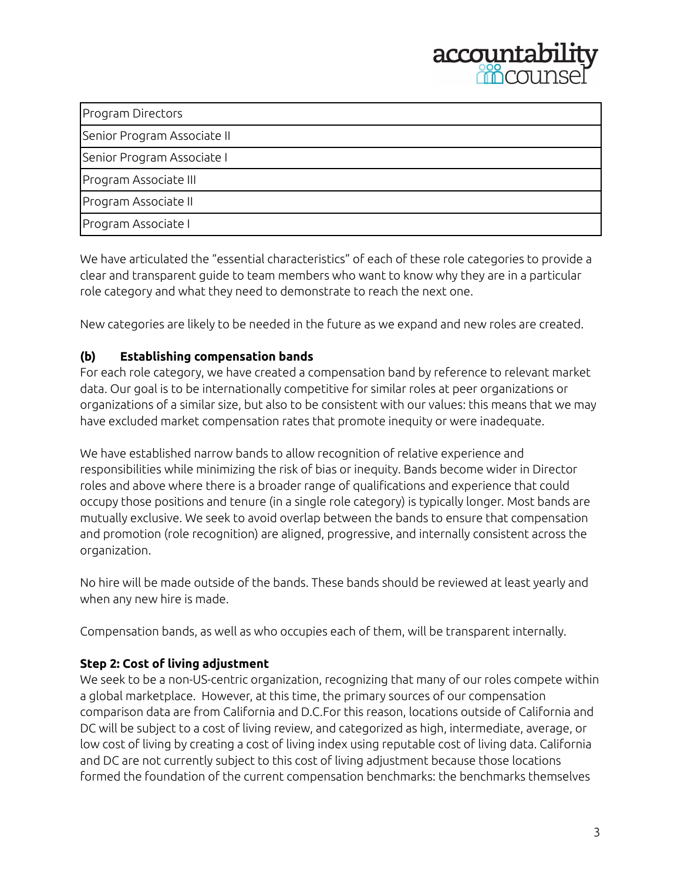| Program Directors |
|---|
| Senior Program Associate II |
| Senior Program Associate I |
| Program Associate III |
| Program Associate II |
| Program Associate I |

We have articulated the "essential characteristics" of each of these role categories to provide a clear and transparent guide to team members who want to know why they are in a particular role category and what they need to demonstrate to reach the next one.

New categories are likely to be needed in the future as we expand and new roles are created.

### (b) Establishing compensation bands

For each role category, we have created a compensation band by reference to relevant market data. Our goal is to be internationally competitive for similar roles at peer organizations or organizations of a similar size, but also to be consistent with our values: this means that we may have excluded market compensation rates that promote inequity or were inadequate.

We have established narrow bands to allow recognition of relative experience and responsibilities while minimizing the risk of bias or inequity. Bands become wider in Director roles and above where there is a broader range of qualifications and experience that could occupy those positions and tenure (in a single role category) is typically longer. Most bands are mutually exclusive. We seek to avoid overlap between the bands to ensure that compensation and promotion (role recognition) are aligned, progressive, and internally consistent across the organization.

No hire will be made outside of the bands. These bands should be reviewed at least yearly and when any new hire is made.

Compensation bands, as well as who occupies each of them, will be transparent internally.

### Step 2: Cost of living adjustment

We seek to be a non-US-centric organization, recognizing that many of our roles compete within a global marketplace. However, at this time, the primary sources of our compensation comparison data are from California and D.C.For this reason, locations outside of California and DC will be subject to a cost of living review, and categorized as high, intermediate, average, or low cost of living by creating a cost of living index using reputable cost of living data. California and DC are not currently subject to this cost of living adjustment because those locations formed the foundation of the current compensation benchmarks: the benchmarks themselves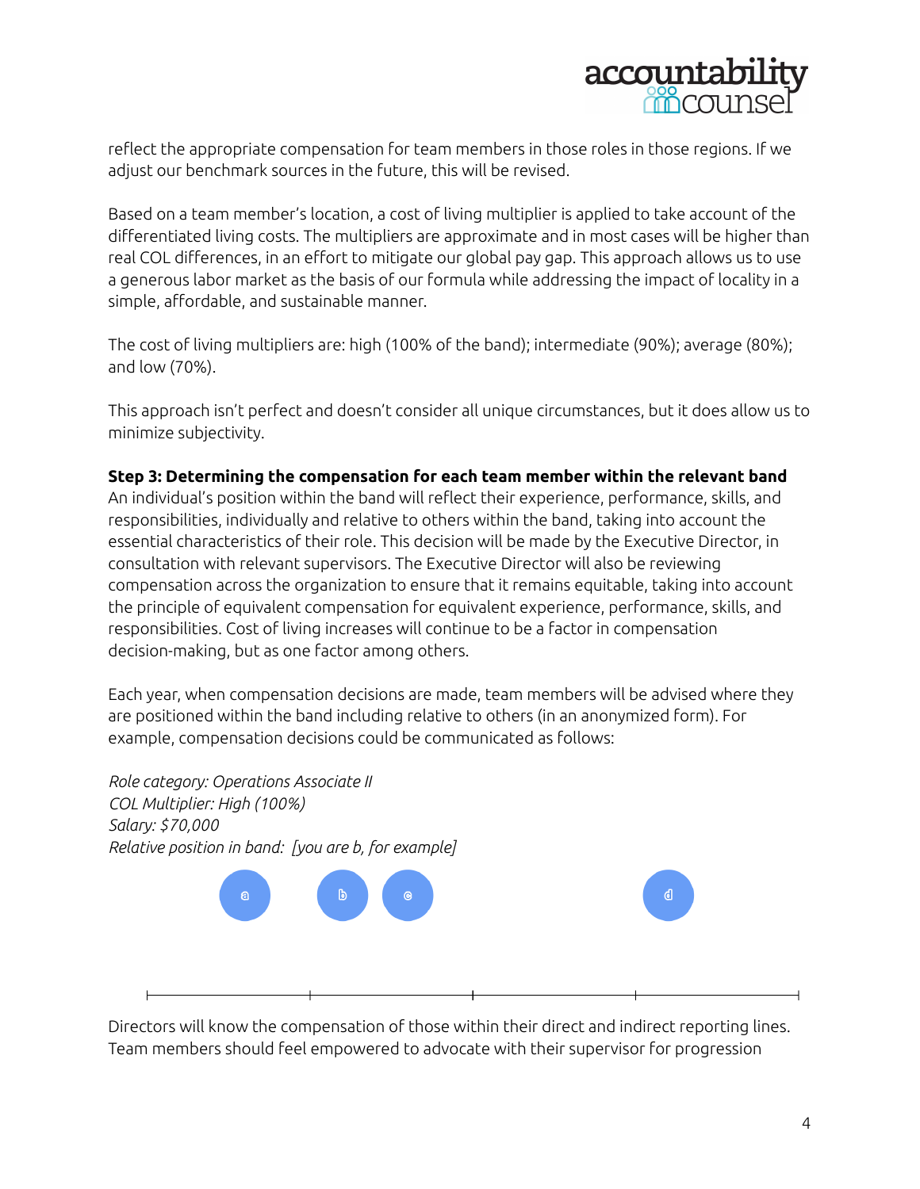reflect the appropriate compensation for team members in those roles in those regions. If we adjust our benchmark sources in the future, this will be revised.

Based on a team member's location, a cost of living multiplier is applied to take account of the differentiated living costs. The multipliers are approximate and in most cases will be higher than real COL differences, in an effort to mitigate our global pay gap. This approach allows us to use a generous labor market as the basis of our formula while addressing the impact of locality in a simple, affordable, and sustainable manner.

The cost of living multipliers are: high (100% of the band); intermediate (90%); average (80%); and low (70%).

This approach isn't perfect and doesn't consider all unique circumstances, but it does allow us to minimize subjectivity.

**Step 3: Determining the compensation for each team member within the relevant band**

An individual's position within the band will reflect their experience, performance, skills, and responsibilities, individually and relative to others within the band, taking into account the essential characteristics of their role. This decision will be made by the Executive Director, in consultation with relevant supervisors. The Executive Director will also be reviewing compensation across the organization to ensure that it remains equitable, taking into account the principle of equivalent compensation for equivalent experience, performance, skills, and responsibilities. Cost of living increases will continue to be a factor in compensation decision-making, but as one factor among others.

Each year, when compensation decisions are made, team members will be advised where they are positioned within the band including relative to others (in an anonymized form). For example, compensation decisions could be communicated as follows:

*Role category: Operations Associate II*
*COL Multiplier: High (100%)*
*Salary: $70,000*
*Relative position in band: [you are b, for example]*

a &nbsp;&nbsp;&nbsp; b &nbsp; c &nbsp;&nbsp;&nbsp;&nbsp;&nbsp;&nbsp;&nbsp;&nbsp; d

Directors will know the compensation of those within their direct and indirect reporting lines. Team members should feel empowered to advocate with their supervisor for progression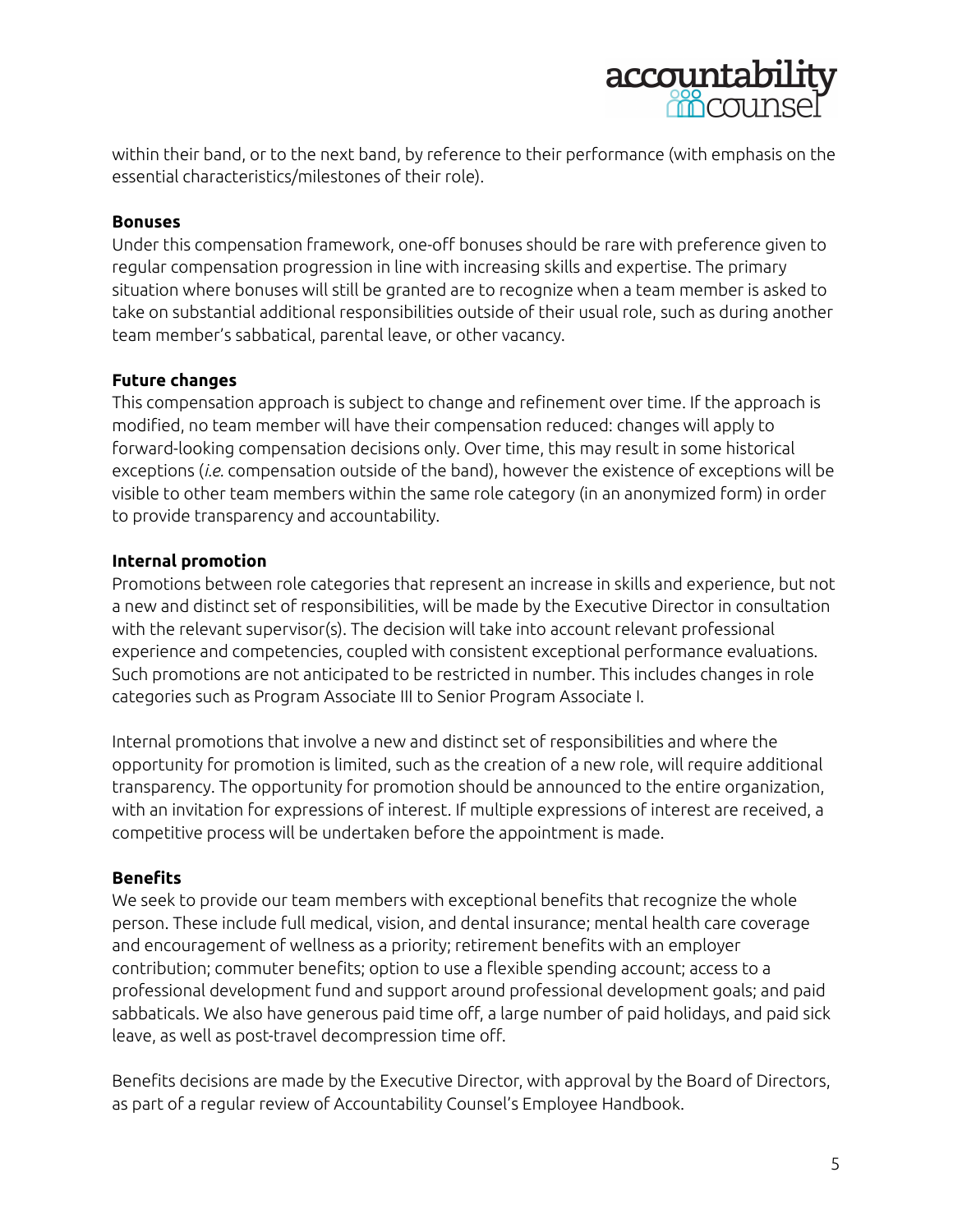within their band, or to the next band, by reference to their performance (with emphasis on the essential characteristics/milestones of their role).

**Bonuses**

Under this compensation framework, one-off bonuses should be rare with preference given to regular compensation progression in line with increasing skills and expertise. The primary situation where bonuses will still be granted are to recognize when a team member is asked to take on substantial additional responsibilities outside of their usual role, such as during another team member's sabbatical, parental leave, or other vacancy.

**Future changes**

This compensation approach is subject to change and refinement over time. If the approach is modified, no team member will have their compensation reduced: changes will apply to forward-looking compensation decisions only. Over time, this may result in some historical exceptions (*i.e.* compensation outside of the band), however the existence of exceptions will be visible to other team members within the same role category (in an anonymized form) in order to provide transparency and accountability.

**Internal promotion**

Promotions between role categories that represent an increase in skills and experience, but not a new and distinct set of responsibilities, will be made by the Executive Director in consultation with the relevant supervisor(s). The decision will take into account relevant professional experience and competencies, coupled with consistent exceptional performance evaluations. Such promotions are not anticipated to be restricted in number. This includes changes in role categories such as Program Associate III to Senior Program Associate I.

Internal promotions that involve a new and distinct set of responsibilities and where the opportunity for promotion is limited, such as the creation of a new role, will require additional transparency. The opportunity for promotion should be announced to the entire organization, with an invitation for expressions of interest. If multiple expressions of interest are received, a competitive process will be undertaken before the appointment is made.

**Benefits**

We seek to provide our team members with exceptional benefits that recognize the whole person. These include full medical, vision, and dental insurance; mental health care coverage and encouragement of wellness as a priority; retirement benefits with an employer contribution; commuter benefits; option to use a flexible spending account; access to a professional development fund and support around professional development goals; and paid sabbaticals. We also have generous paid time off, a large number of paid holidays, and paid sick leave, as well as post-travel decompression time off.

Benefits decisions are made by the Executive Director, with approval by the Board of Directors, as part of a regular review of Accountability Counsel's Employee Handbook.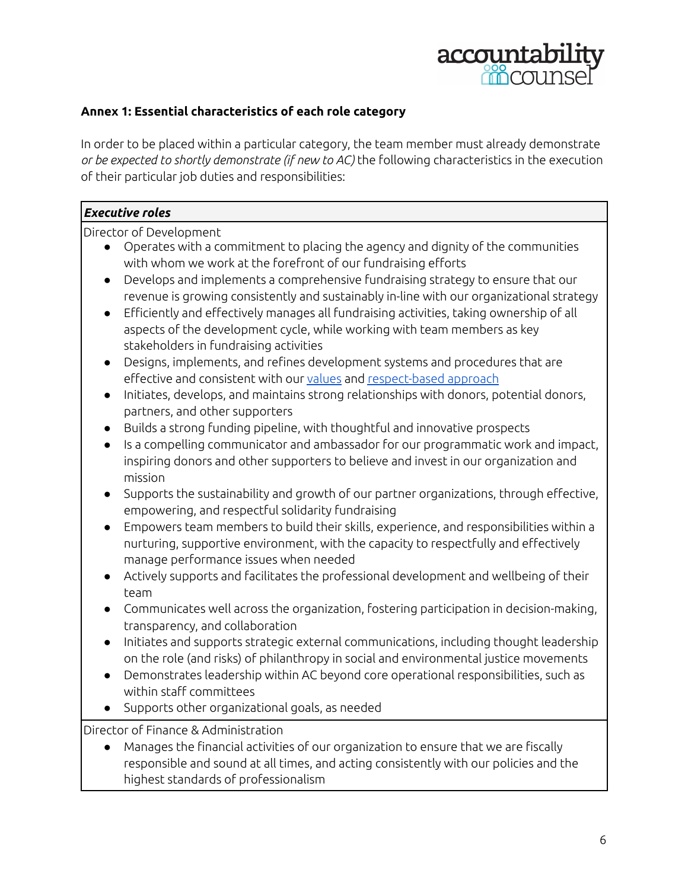### Annex 1: Essential characteristics of each role category

In order to be placed within a particular category, the team member must already demonstrate *or be expected to shortly demonstrate (if new to AC)* the following characteristics in the execution of their particular job duties and responsibilities:

***Executive roles***

Director of Development

- Operates with a commitment to placing the agency and dignity of the communities with whom we work at the forefront of our fundraising efforts
- Develops and implements a comprehensive fundraising strategy to ensure that our revenue is growing consistently and sustainably in-line with our organizational strategy
- Efficiently and effectively manages all fundraising activities, taking ownership of all aspects of the development cycle, while working with team members as key stakeholders in fundraising activities
- Designs, implements, and refines development systems and procedures that are effective and consistent with our values and respect-based approach
- Initiates, develops, and maintains strong relationships with donors, potential donors, partners, and other supporters
- Builds a strong funding pipeline, with thoughtful and innovative prospects
- Is a compelling communicator and ambassador for our programmatic work and impact, inspiring donors and other supporters to believe and invest in our organization and mission
- Supports the sustainability and growth of our partner organizations, through effective, empowering, and respectful solidarity fundraising
- Empowers team members to build their skills, experience, and responsibilities within a nurturing, supportive environment, with the capacity to respectfully and effectively manage performance issues when needed
- Actively supports and facilitates the professional development and wellbeing of their team
- Communicates well across the organization, fostering participation in decision-making, transparency, and collaboration
- Initiates and supports strategic external communications, including thought leadership on the role (and risks) of philanthropy in social and environmental justice movements
- Demonstrates leadership within AC beyond core operational responsibilities, such as within staff committees
- Supports other organizational goals, as needed

Director of Finance & Administration

- Manages the financial activities of our organization to ensure that we are fiscally responsible and sound at all times, and acting consistently with our policies and the highest standards of professionalism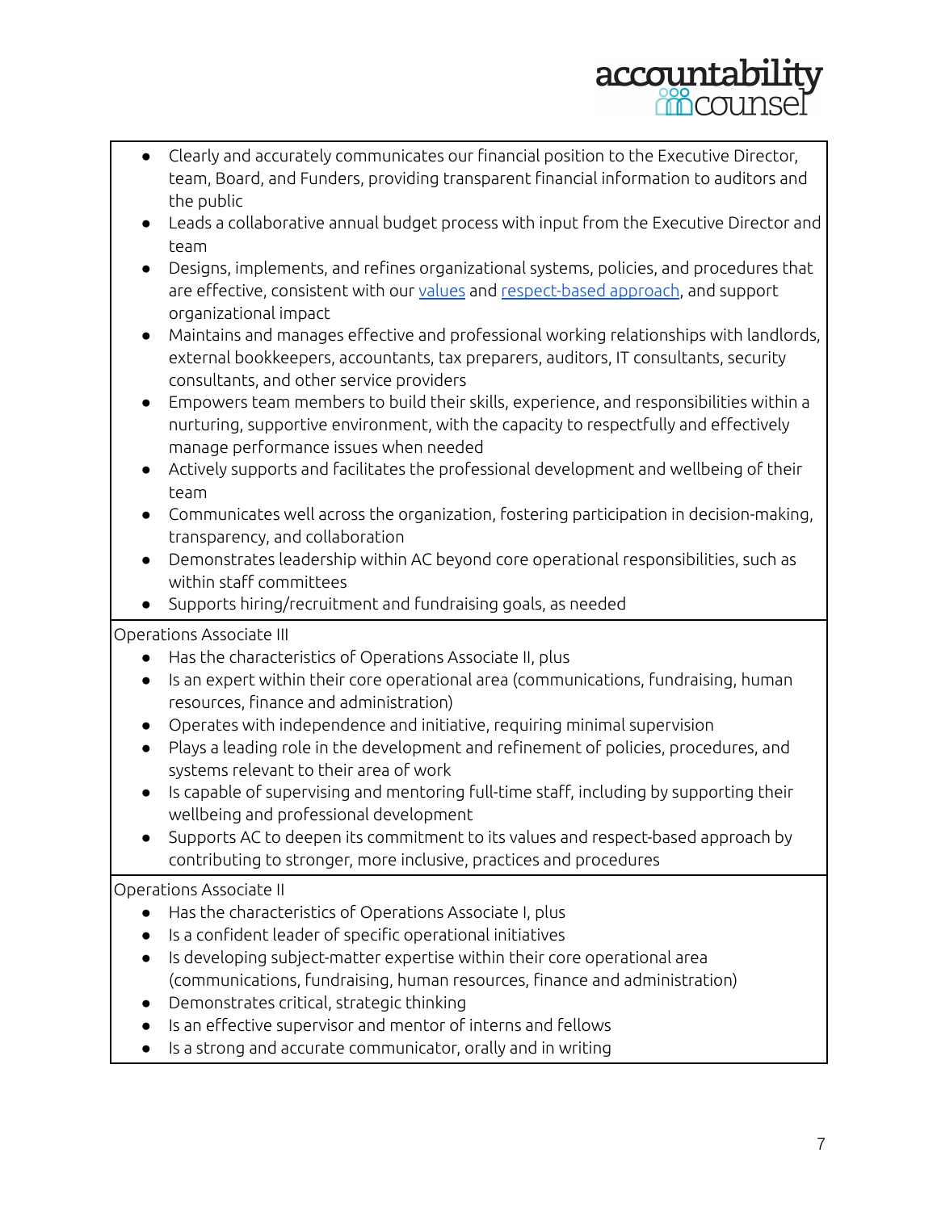- Clearly and accurately communicates our financial position to the Executive Director, team, Board, and Funders, providing transparent financial information to auditors and the public
- Leads a collaborative annual budget process with input from the Executive Director and team
- Designs, implements, and refines organizational systems, policies, and procedures that are effective, consistent with our values and respect-based approach, and support organizational impact
- Maintains and manages effective and professional working relationships with landlords, external bookkeepers, accountants, tax preparers, auditors, IT consultants, security consultants, and other service providers
- Empowers team members to build their skills, experience, and responsibilities within a nurturing, supportive environment, with the capacity to respectfully and effectively manage performance issues when needed
- Actively supports and facilitates the professional development and wellbeing of their team
- Communicates well across the organization, fostering participation in decision-making, transparency, and collaboration
- Demonstrates leadership within AC beyond core operational responsibilities, such as within staff committees
- Supports hiring/recruitment and fundraising goals, as needed

Operations Associate III

- Has the characteristics of Operations Associate II, plus
- Is an expert within their core operational area (communications, fundraising, human resources, finance and administration)
- Operates with independence and initiative, requiring minimal supervision
- Plays a leading role in the development and refinement of policies, procedures, and systems relevant to their area of work
- Is capable of supervising and mentoring full-time staff, including by supporting their wellbeing and professional development
- Supports AC to deepen its commitment to its values and respect-based approach by contributing to stronger, more inclusive, practices and procedures

Operations Associate II

- Has the characteristics of Operations Associate I, plus
- Is a confident leader of specific operational initiatives
- Is developing subject-matter expertise within their core operational area (communications, fundraising, human resources, finance and administration)
- Demonstrates critical, strategic thinking
- Is an effective supervisor and mentor of interns and fellows
- Is a strong and accurate communicator, orally and in writing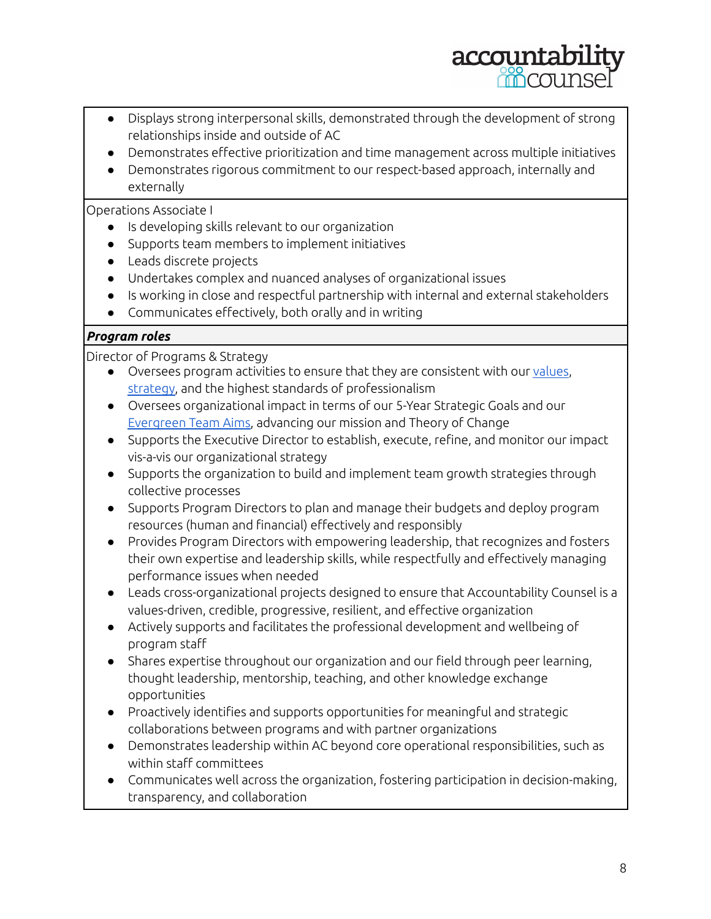- Displays strong interpersonal skills, demonstrated through the development of strong relationships inside and outside of AC
- Demonstrates effective prioritization and time management across multiple initiatives
- Demonstrates rigorous commitment to our respect-based approach, internally and externally

Operations Associate I

- Is developing skills relevant to our organization
- Supports team members to implement initiatives
- Leads discrete projects
- Undertakes complex and nuanced analyses of organizational issues
- Is working in close and respectful partnership with internal and external stakeholders
- Communicates effectively, both orally and in writing

***Program roles***

Director of Programs & Strategy

- Oversees program activities to ensure that they are consistent with our values, strategy, and the highest standards of professionalism
- Oversees organizational impact in terms of our 5-Year Strategic Goals and our Evergreen Team Aims, advancing our mission and Theory of Change
- Supports the Executive Director to establish, execute, refine, and monitor our impact vis-a-vis our organizational strategy
- Supports the organization to build and implement team growth strategies through collective processes
- Supports Program Directors to plan and manage their budgets and deploy program resources (human and financial) effectively and responsibly
- Provides Program Directors with empowering leadership, that recognizes and fosters their own expertise and leadership skills, while respectfully and effectively managing performance issues when needed
- Leads cross-organizational projects designed to ensure that Accountability Counsel is a values-driven, credible, progressive, resilient, and effective organization
- Actively supports and facilitates the professional development and wellbeing of program staff
- Shares expertise throughout our organization and our field through peer learning, thought leadership, mentorship, teaching, and other knowledge exchange opportunities
- Proactively identifies and supports opportunities for meaningful and strategic collaborations between programs and with partner organizations
- Demonstrates leadership within AC beyond core operational responsibilities, such as within staff committees
- Communicates well across the organization, fostering participation in decision-making, transparency, and collaboration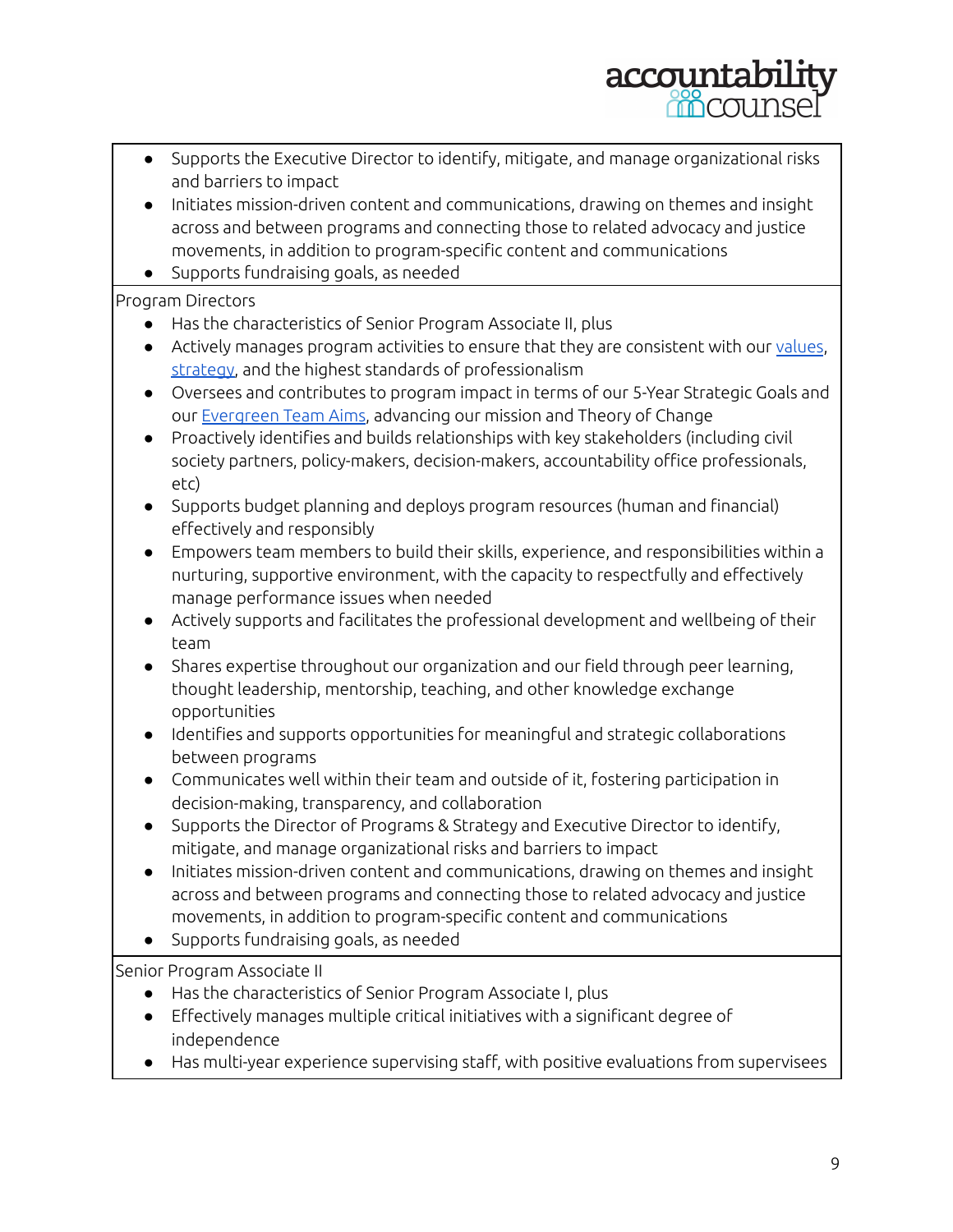- Supports the Executive Director to identify, mitigate, and manage organizational risks and barriers to impact
- Initiates mission-driven content and communications, drawing on themes and insight across and between programs and connecting those to related advocacy and justice movements, in addition to program-specific content and communications
- Supports fundraising goals, as needed

Program Directors

- Has the characteristics of Senior Program Associate II, plus
- Actively manages program activities to ensure that they are consistent with our [values](), [strategy](), and the highest standards of professionalism
- Oversees and contributes to program impact in terms of our 5-Year Strategic Goals and our [Evergreen Team Aims](), advancing our mission and Theory of Change
- Proactively identifies and builds relationships with key stakeholders (including civil society partners, policy-makers, decision-makers, accountability office professionals, etc)
- Supports budget planning and deploys program resources (human and financial) effectively and responsibly
- Empowers team members to build their skills, experience, and responsibilities within a nurturing, supportive environment, with the capacity to respectfully and effectively manage performance issues when needed
- Actively supports and facilitates the professional development and wellbeing of their team
- Shares expertise throughout our organization and our field through peer learning, thought leadership, mentorship, teaching, and other knowledge exchange opportunities
- Identifies and supports opportunities for meaningful and strategic collaborations between programs
- Communicates well within their team and outside of it, fostering participation in decision-making, transparency, and collaboration
- Supports the Director of Programs & Strategy and Executive Director to identify, mitigate, and manage organizational risks and barriers to impact
- Initiates mission-driven content and communications, drawing on themes and insight across and between programs and connecting those to related advocacy and justice movements, in addition to program-specific content and communications
- Supports fundraising goals, as needed

Senior Program Associate II

- Has the characteristics of Senior Program Associate I, plus
- Effectively manages multiple critical initiatives with a significant degree of independence
- Has multi-year experience supervising staff, with positive evaluations from supervisees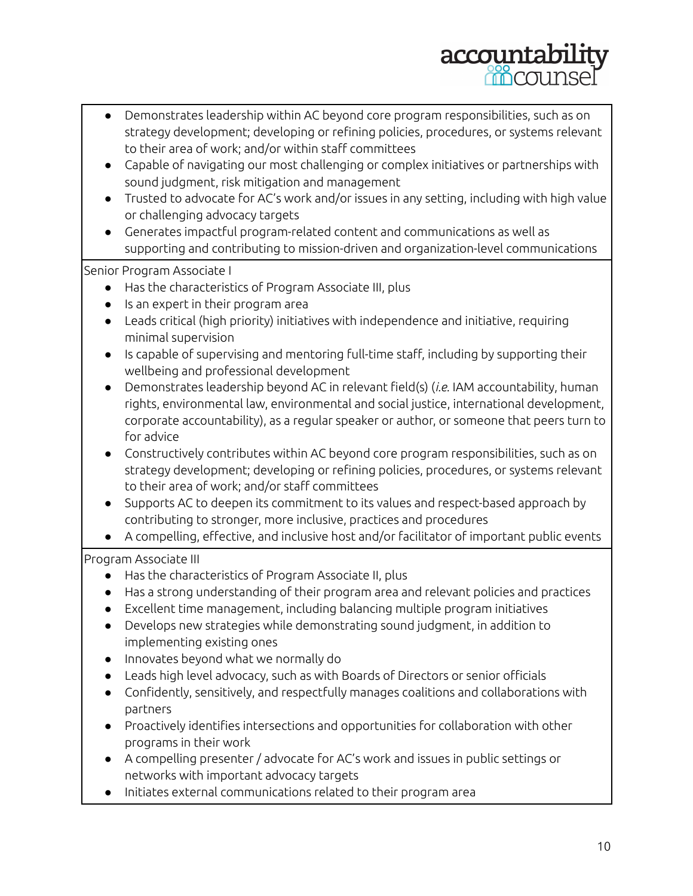- Demonstrates leadership within AC beyond core program responsibilities, such as on strategy development; developing or refining policies, procedures, or systems relevant to their area of work; and/or within staff committees
- Capable of navigating our most challenging or complex initiatives or partnerships with sound judgment, risk mitigation and management
- Trusted to advocate for AC's work and/or issues in any setting, including with high value or challenging advocacy targets
- Generates impactful program-related content and communications as well as supporting and contributing to mission-driven and organization-level communications

Senior Program Associate I

- Has the characteristics of Program Associate III, plus
- Is an expert in their program area
- Leads critical (high priority) initiatives with independence and initiative, requiring minimal supervision
- Is capable of supervising and mentoring full-time staff, including by supporting their wellbeing and professional development
- Demonstrates leadership beyond AC in relevant field(s) (*i.e.* IAM accountability, human rights, environmental law, environmental and social justice, international development, corporate accountability), as a regular speaker or author, or someone that peers turn to for advice
- Constructively contributes within AC beyond core program responsibilities, such as on strategy development; developing or refining policies, procedures, or systems relevant to their area of work; and/or staff committees
- Supports AC to deepen its commitment to its values and respect-based approach by contributing to stronger, more inclusive, practices and procedures
- A compelling, effective, and inclusive host and/or facilitator of important public events

Program Associate III

- Has the characteristics of Program Associate II, plus
- Has a strong understanding of their program area and relevant policies and practices
- Excellent time management, including balancing multiple program initiatives
- Develops new strategies while demonstrating sound judgment, in addition to implementing existing ones
- Innovates beyond what we normally do
- Leads high level advocacy, such as with Boards of Directors or senior officials
- Confidently, sensitively, and respectfully manages coalitions and collaborations with partners
- Proactively identifies intersections and opportunities for collaboration with other programs in their work
- A compelling presenter / advocate for AC's work and issues in public settings or networks with important advocacy targets
- Initiates external communications related to their program area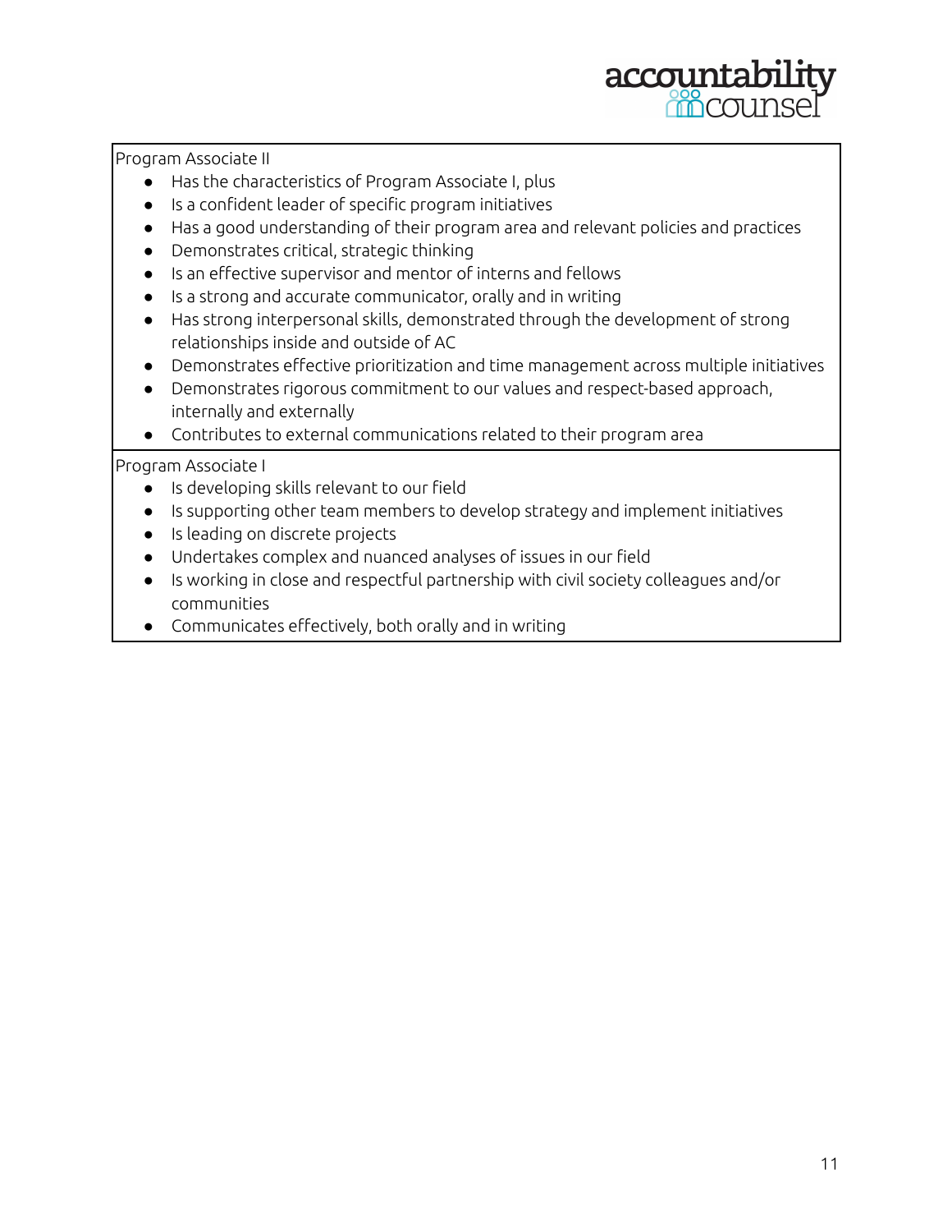Program Associate II

- Has the characteristics of Program Associate I, plus
- Is a confident leader of specific program initiatives
- Has a good understanding of their program area and relevant policies and practices
- Demonstrates critical, strategic thinking
- Is an effective supervisor and mentor of interns and fellows
- Is a strong and accurate communicator, orally and in writing
- Has strong interpersonal skills, demonstrated through the development of strong relationships inside and outside of AC
- Demonstrates effective prioritization and time management across multiple initiatives
- Demonstrates rigorous commitment to our values and respect-based approach, internally and externally
- Contributes to external communications related to their program area

Program Associate I

- Is developing skills relevant to our field
- Is supporting other team members to develop strategy and implement initiatives
- Is leading on discrete projects
- Undertakes complex and nuanced analyses of issues in our field
- Is working in close and respectful partnership with civil society colleagues and/or communities
- Communicates effectively, both orally and in writing